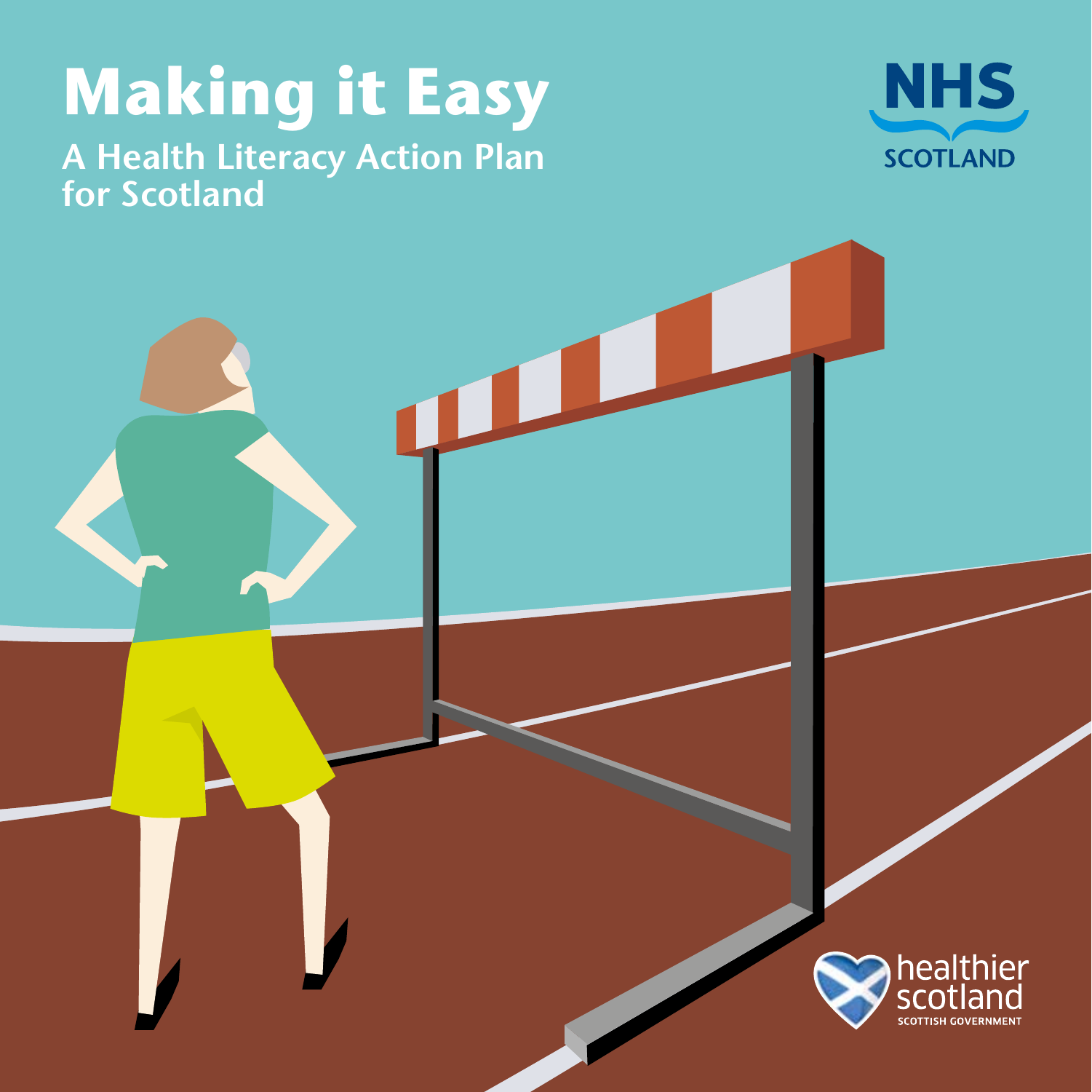# Making it Easy

## A Health Literacy Action Plan for Scotland

NHS SCOTLAND

healthier scotland
SCOTTISH GOVERNMENT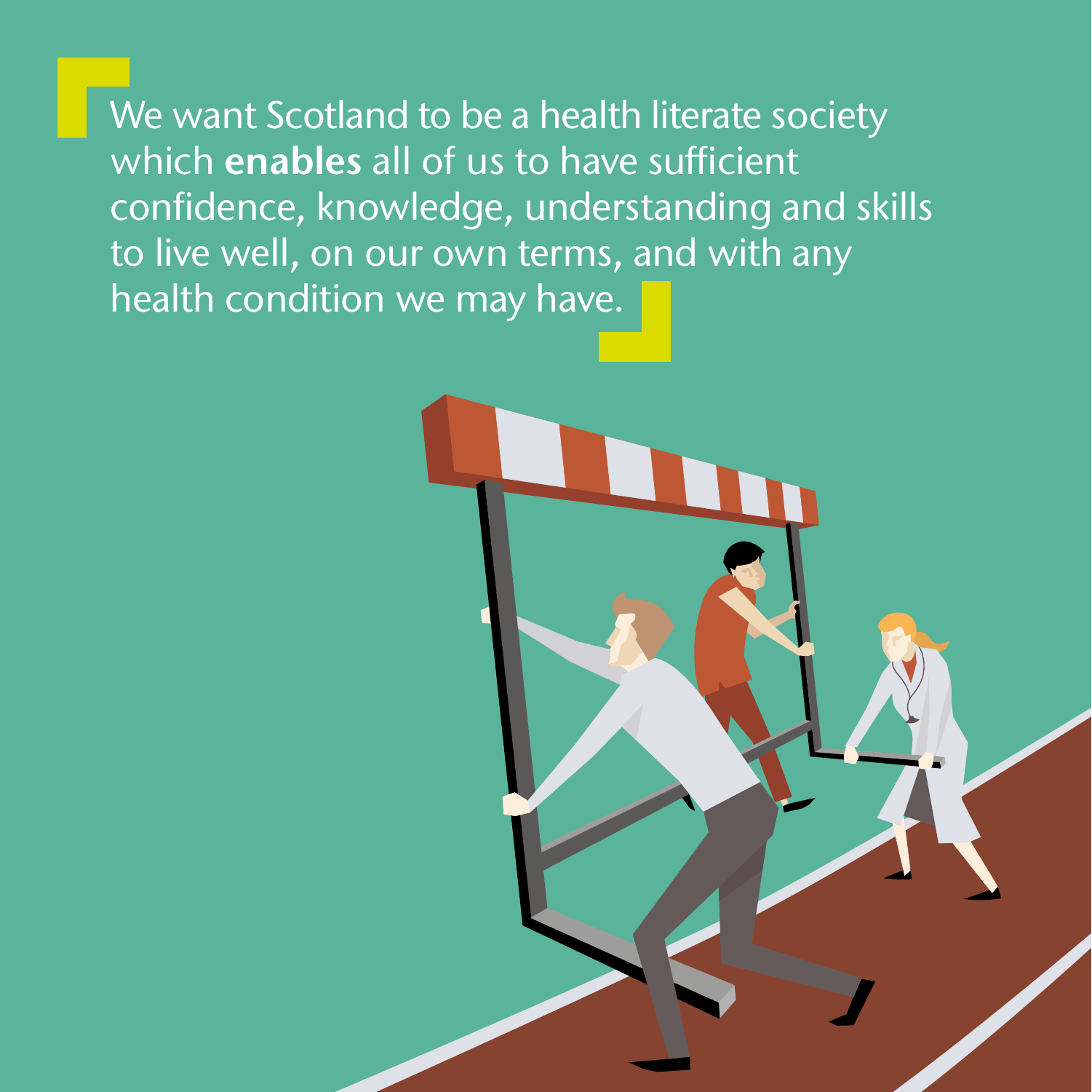We want Scotland to be a health literate society which **enables** all of us to have sufficient confidence, knowledge, understanding and skills to live well, on our own terms, and with any health condition we may have.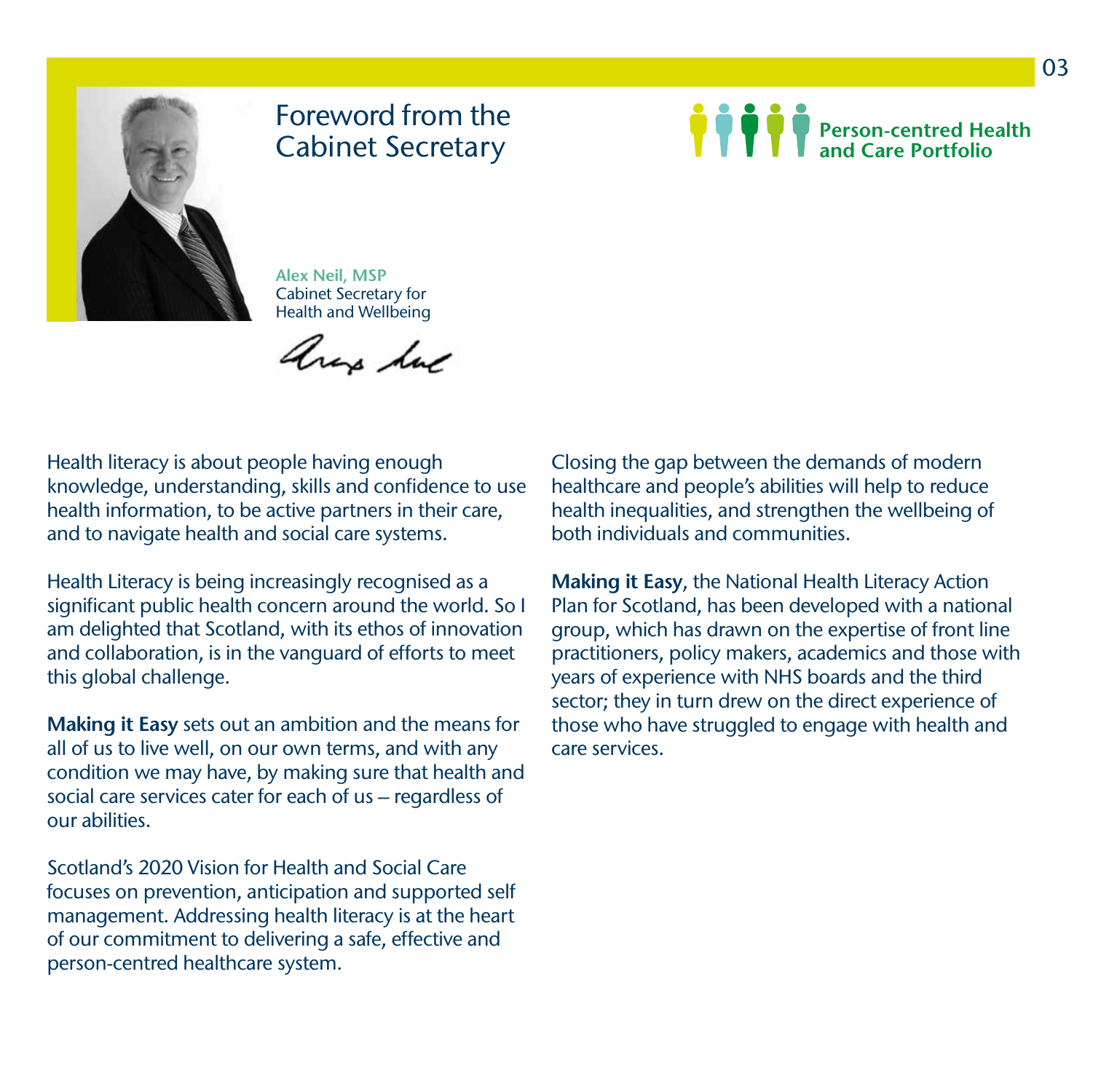# Foreword from the Cabinet Secretary

**Person-centred Health and Care Portfolio**

**Alex Neil, MSP**
Cabinet Secretary for Health and Wellbeing

Health literacy is about people having enough knowledge, understanding, skills and confidence to use health information, to be active partners in their care, and to navigate health and social care systems.

Health Literacy is being increasingly recognised as a significant public health concern around the world. So I am delighted that Scotland, with its ethos of innovation and collaboration, is in the vanguard of efforts to meet this global challenge.

**Making it Easy** sets out an ambition and the means for all of us to live well, on our own terms, and with any condition we may have, by making sure that health and social care services cater for each of us – regardless of our abilities.

Scotland's 2020 Vision for Health and Social Care focuses on prevention, anticipation and supported self management. Addressing health literacy is at the heart of our commitment to delivering a safe, effective and person-centred healthcare system.

Closing the gap between the demands of modern healthcare and people's abilities will help to reduce health inequalities, and strengthen the wellbeing of both individuals and communities.

**Making it Easy**, the National Health Literacy Action Plan for Scotland, has been developed with a national group, which has drawn on the expertise of front line practitioners, policy makers, academics and those with years of experience with NHS boards and the third sector; they in turn drew on the direct experience of those who have struggled to engage with health and care services.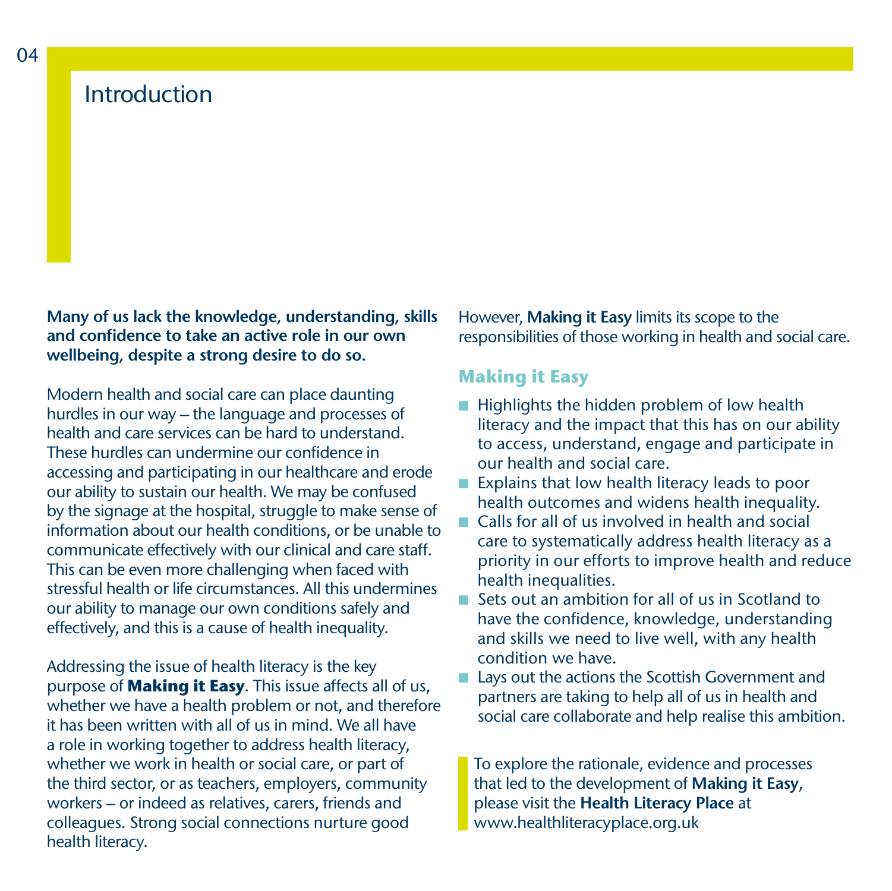# Introduction

**Many of us lack the knowledge, understanding, skills and confidence to take an active role in our own wellbeing, despite a strong desire to do so.**

Modern health and social care can place daunting hurdles in our way – the language and processes of health and care services can be hard to understand. These hurdles can undermine our confidence in accessing and participating in our healthcare and erode our ability to sustain our health. We may be confused by the signage at the hospital, struggle to make sense of information about our health conditions, or be unable to communicate effectively with our clinical and care staff. This can be even more challenging when faced with stressful health or life circumstances. All this undermines our ability to manage our own conditions safely and effectively, and this is a cause of health inequality.

Addressing the issue of health literacy is the key purpose of **Making it Easy**. This issue affects all of us, whether we have a health problem or not, and therefore it has been written with all of us in mind. We all have a role in working together to address health literacy, whether we work in health or social care, or part of the third sector, or as teachers, employers, community workers – or indeed as relatives, carers, friends and colleagues. Strong social connections nurture good health literacy.

However, **Making it Easy** limits its scope to the responsibilities of those working in health and social care.

### Making it Easy

- Highlights the hidden problem of low health literacy and the impact that this has on our ability to access, understand, engage and participate in our health and social care.
- Explains that low health literacy leads to poor health outcomes and widens health inequality.
- Calls for all of us involved in health and social care to systematically address health literacy as a priority in our efforts to improve health and reduce health inequalities.
- Sets out an ambition for all of us in Scotland to have the confidence, knowledge, understanding and skills we need to live well, with any health condition we have.
- Lays out the actions the Scottish Government and partners are taking to help all of us in health and social care collaborate and help realise this ambition.

To explore the rationale, evidence and processes that led to the development of **Making it Easy**, please visit the **Health Literacy Place** at www.healthliteracyplace.org.uk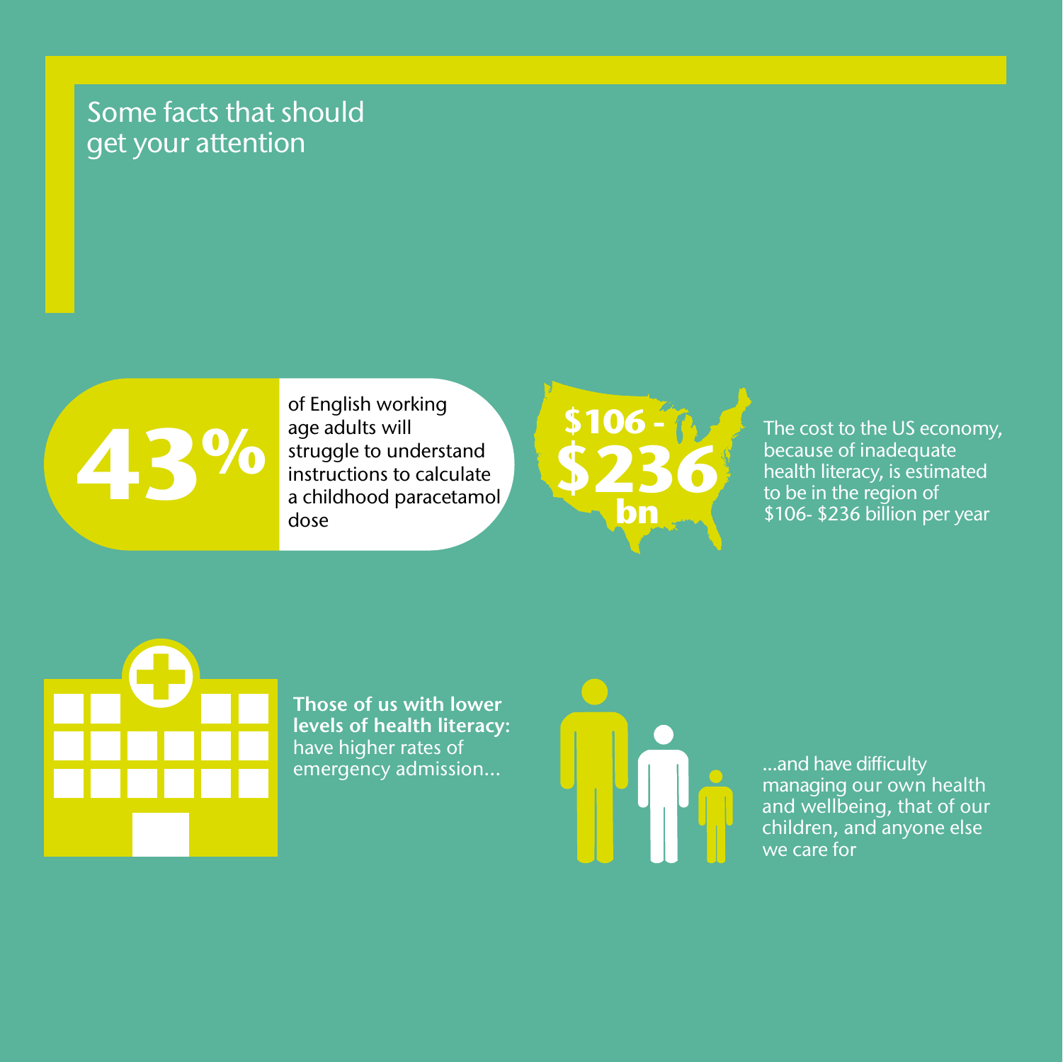# Some facts that should get your attention

**43%** of English working age adults will struggle to understand instructions to calculate a childhood paracetamol dose

**$106 - $236 bn**

The cost to the US economy, because of inadequate health literacy, is estimated to be in the region of $106- $236 billion per year

**Those of us with lower levels of health literacy:** have higher rates of emergency admission...

...and have difficulty managing our own health and wellbeing, that of our children, and anyone else we care for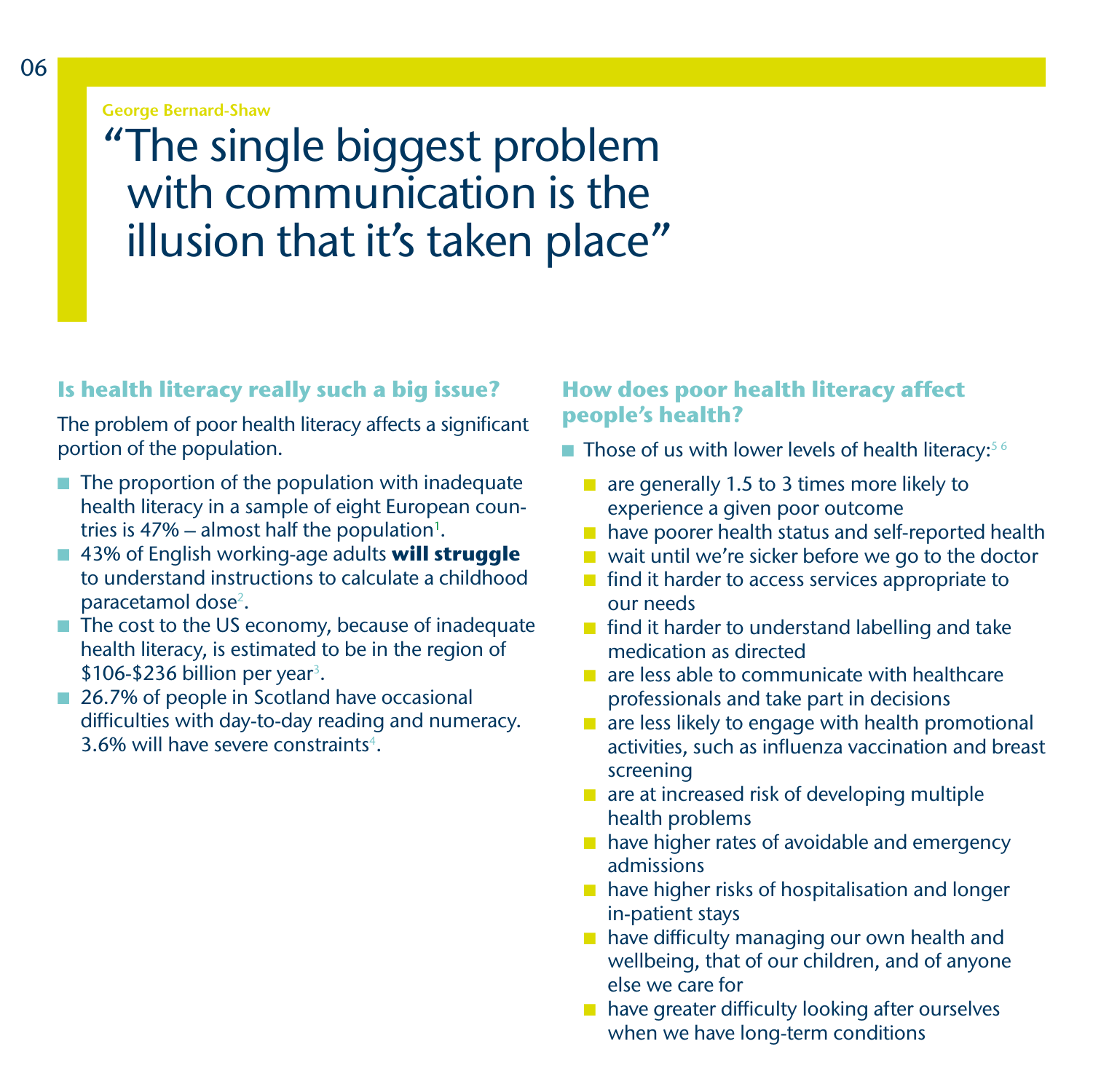George Bernard-Shaw

# "The single biggest problem with communication is the illusion that it's taken place"

## Is health literacy really such a big issue?

The problem of poor health literacy affects a significant portion of the population.

- The proportion of the population with inadequate health literacy in a sample of eight European countries is 47% – almost half the population[1].
- 43% of English working-age adults **will struggle** to understand instructions to calculate a childhood paracetamol dose[2].
- The cost to the US economy, because of inadequate health literacy, is estimated to be in the region of $106-$236 billion per year[3].
- 26.7% of people in Scotland have occasional difficulties with day-to-day reading and numeracy. 3.6% will have severe constraints[4].

## How does poor health literacy affect people's health?

- Those of us with lower levels of health literacy:[5,6]
  - are generally 1.5 to 3 times more likely to experience a given poor outcome
  - have poorer health status and self-reported health
  - wait until we're sicker before we go to the doctor
  - find it harder to access services appropriate to our needs
  - find it harder to understand labelling and take medication as directed
  - are less able to communicate with healthcare professionals and take part in decisions
  - are less likely to engage with health promotional activities, such as influenza vaccination and breast screening
  - are at increased risk of developing multiple health problems
  - have higher rates of avoidable and emergency admissions
  - have higher risks of hospitalisation and longer in-patient stays
  - have difficulty managing our own health and wellbeing, that of our children, and of anyone else we care for
  - have greater difficulty looking after ourselves when we have long-term conditions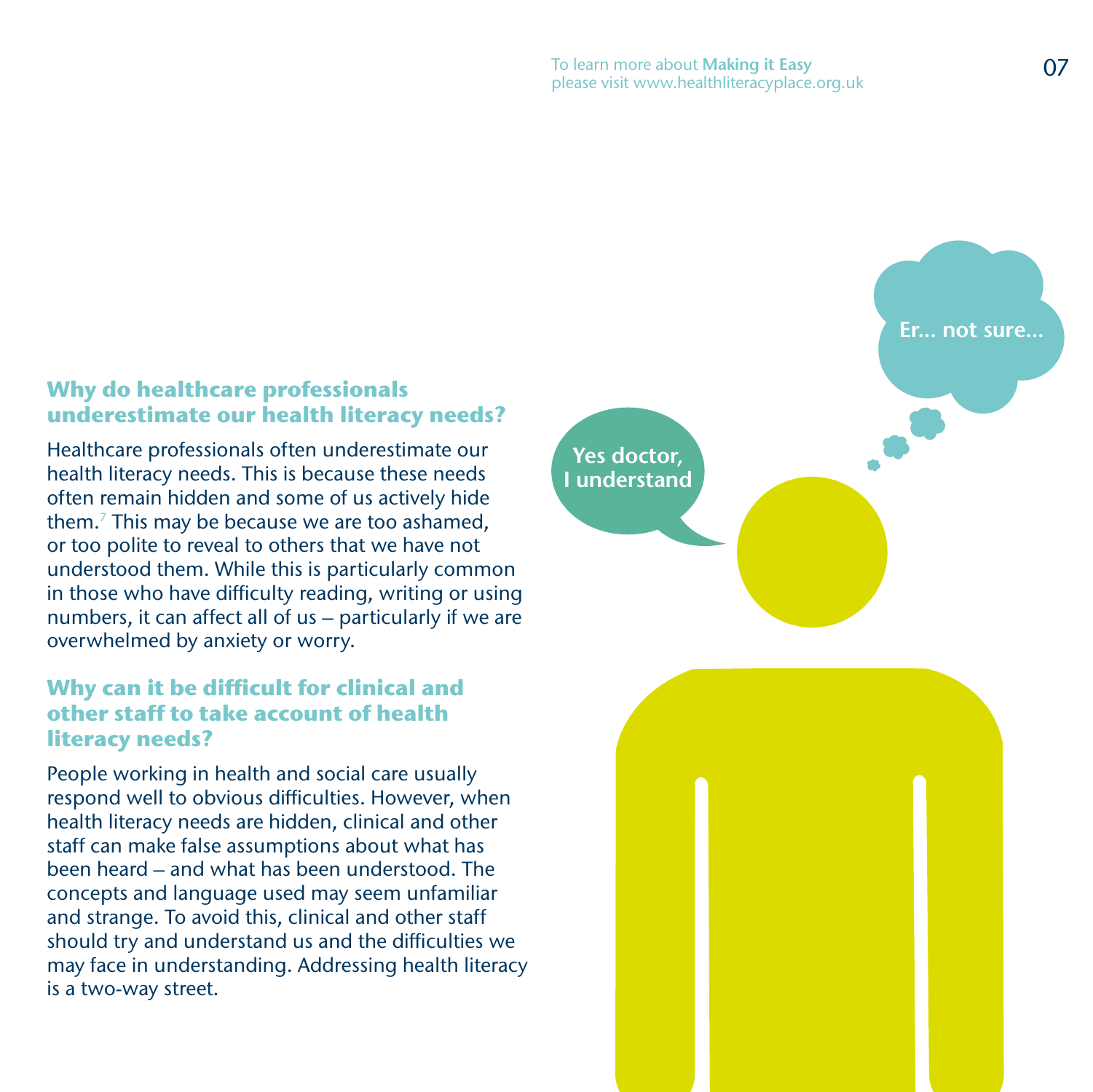## Why do healthcare professionals underestimate our health literacy needs?

Healthcare professionals often underestimate our health literacy needs. This is because these needs often remain hidden and some of us actively hide them.[7] This may be because we are too ashamed, or too polite to reveal to others that we have not understood them. While this is particularly common in those who have difficulty reading, writing or using numbers, it can affect all of us – particularly if we are overwhelmed by anxiety or worry.

## Why can it be difficult for clinical and other staff to take account of health literacy needs?

People working in health and social care usually respond well to obvious difficulties. However, when health literacy needs are hidden, clinical and other staff can make false assumptions about what has been heard – and what has been understood. The concepts and language used may seem unfamiliar and strange. To avoid this, clinical and other staff should try and understand us and the difficulties we may face in understanding. Addressing health literacy is a two-way street.

Yes doctor, I understand

Er... not sure...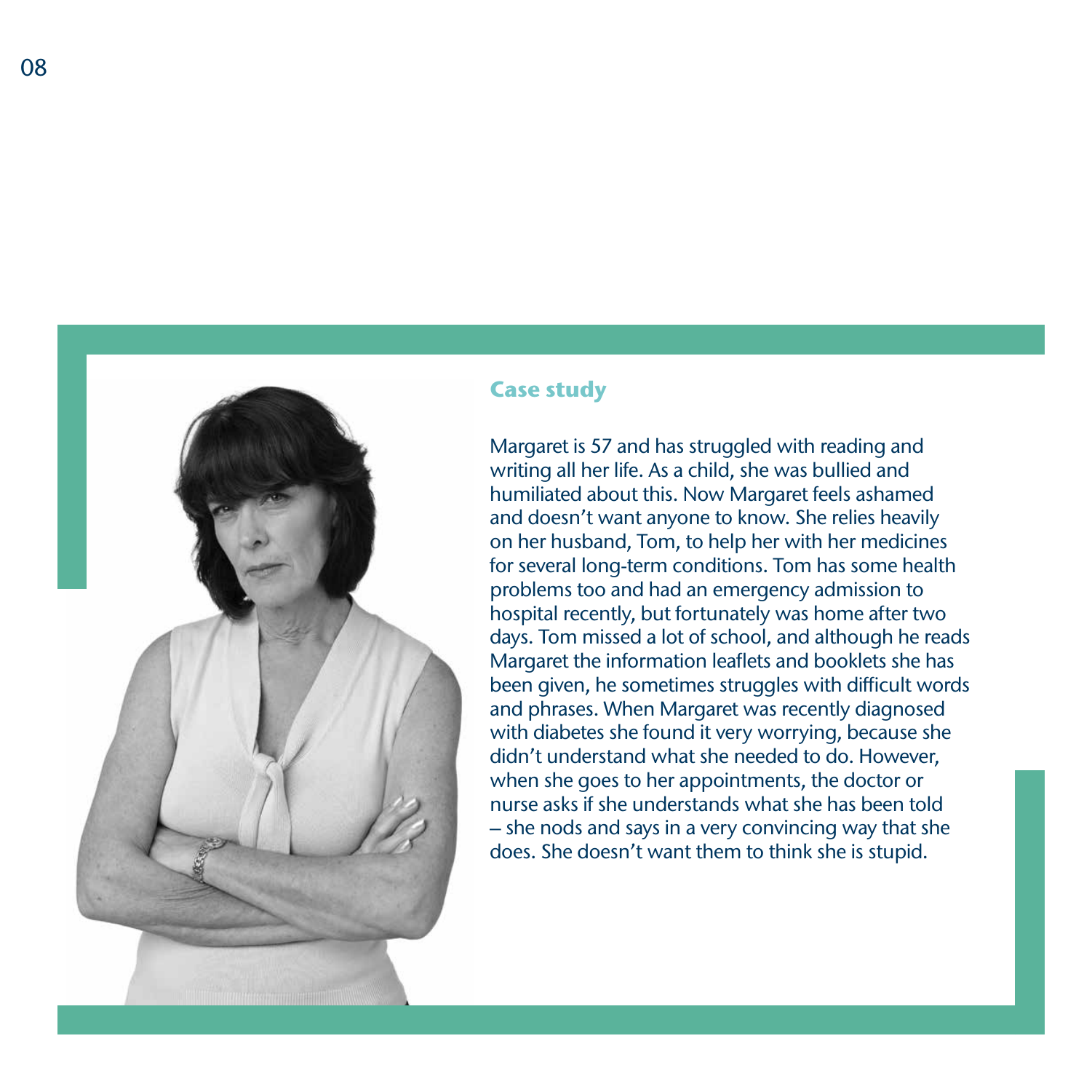## Case study

Margaret is 57 and has struggled with reading and writing all her life. As a child, she was bullied and humiliated about this. Now Margaret feels ashamed and doesn't want anyone to know. She relies heavily on her husband, Tom, to help her with her medicines for several long-term conditions. Tom has some health problems too and had an emergency admission to hospital recently, but fortunately was home after two days. Tom missed a lot of school, and although he reads Margaret the information leaflets and booklets she has been given, he sometimes struggles with difficult words and phrases. When Margaret was recently diagnosed with diabetes she found it very worrying, because she didn't understand what she needed to do. However, when she goes to her appointments, the doctor or nurse asks if she understands what she has been told – she nods and says in a very convincing way that she does. She doesn't want them to think she is stupid.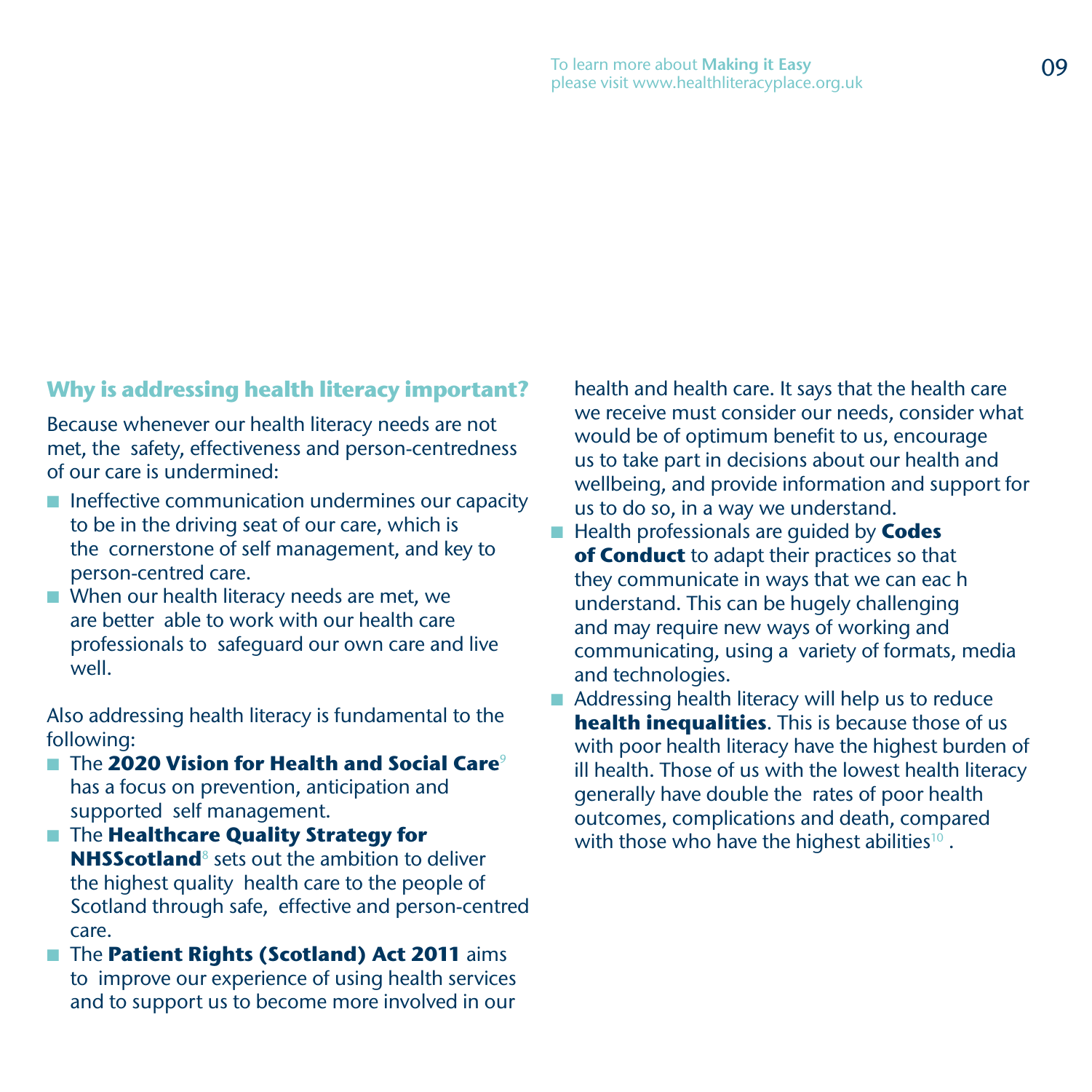## Why is addressing health literacy important?

Because whenever our health literacy needs are not met, the safety, effectiveness and person-centredness of our care is undermined:

- Ineffective communication undermines our capacity to be in the driving seat of our care, which is the cornerstone of self management, and key to person-centred care.
- When our health literacy needs are met, we are better able to work with our health care professionals to safeguard our own care and live well.

Also addressing health literacy is fundamental to the following:

- The **2020 Vision for Health and Social Care**[9] has a focus on prevention, anticipation and supported self management.
- The **Healthcare Quality Strategy for NHSScotland**[8] sets out the ambition to deliver the highest quality health care to the people of Scotland through safe, effective and person-centred care.
- The **Patient Rights (Scotland) Act 2011** aims to improve our experience of using health services and to support us to become more involved in our health and health care. It says that the health care we receive must consider our needs, consider what would be of optimum benefit to us, encourage us to take part in decisions about our health and wellbeing, and provide information and support for us to do so, in a way we understand.
- Health professionals are guided by **Codes of Conduct** to adapt their practices so that they communicate in ways that we can eac h understand. This can be hugely challenging and may require new ways of working and communicating, using a variety of formats, media and technologies.
- Addressing health literacy will help us to reduce **health inequalities**. This is because those of us with poor health literacy have the highest burden of ill health. Those of us with the lowest health literacy generally have double the rates of poor health outcomes, complications and death, compared with those who have the highest abilities[10] .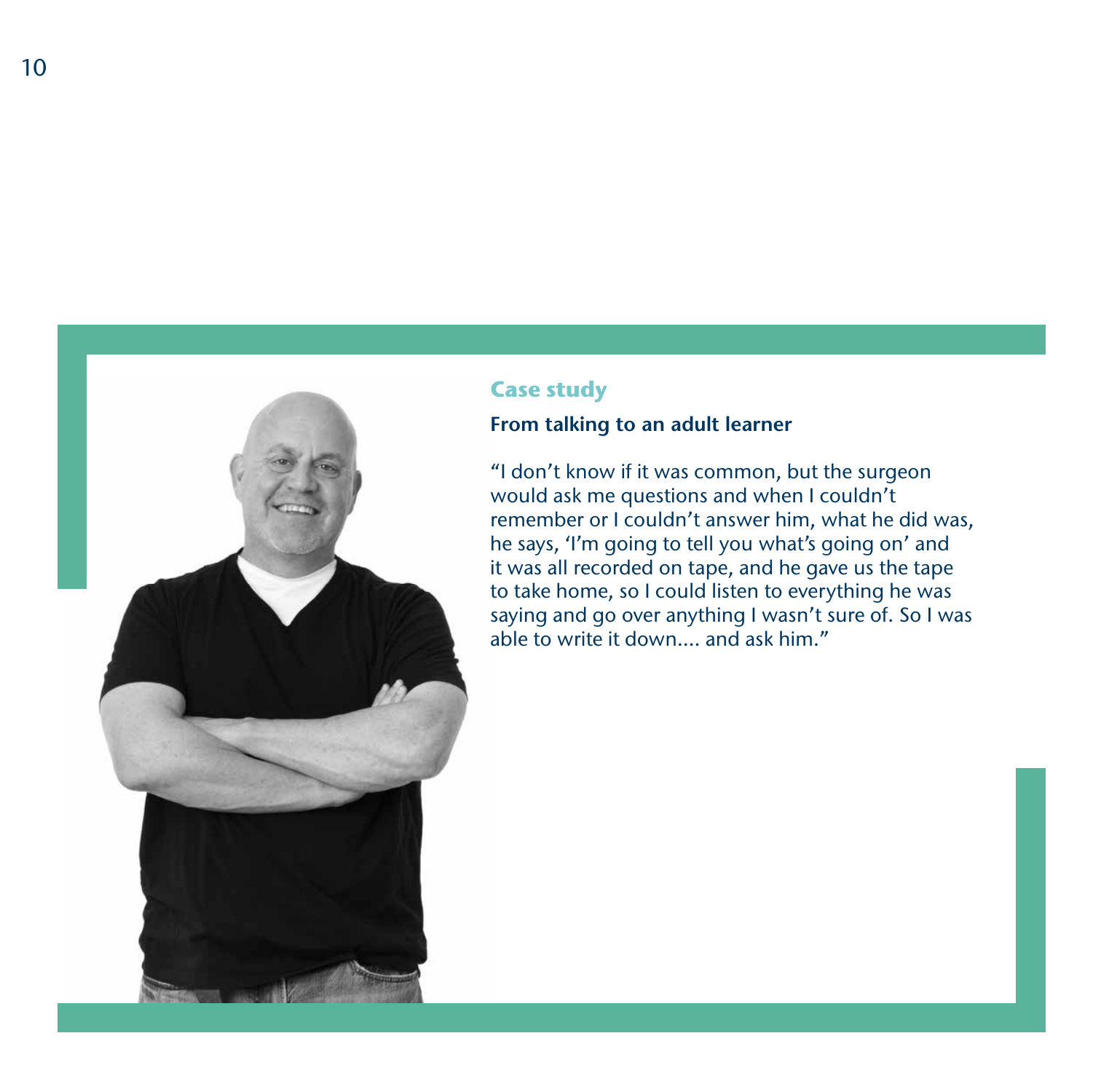## Case study

### From talking to an adult learner

"I don't know if it was common, but the surgeon would ask me questions and when I couldn't remember or I couldn't answer him, what he did was, he says, 'I'm going to tell you what's going on' and it was all recorded on tape, and he gave us the tape to take home, so I could listen to everything he was saying and go over anything I wasn't sure of. So I was able to write it down.... and ask him."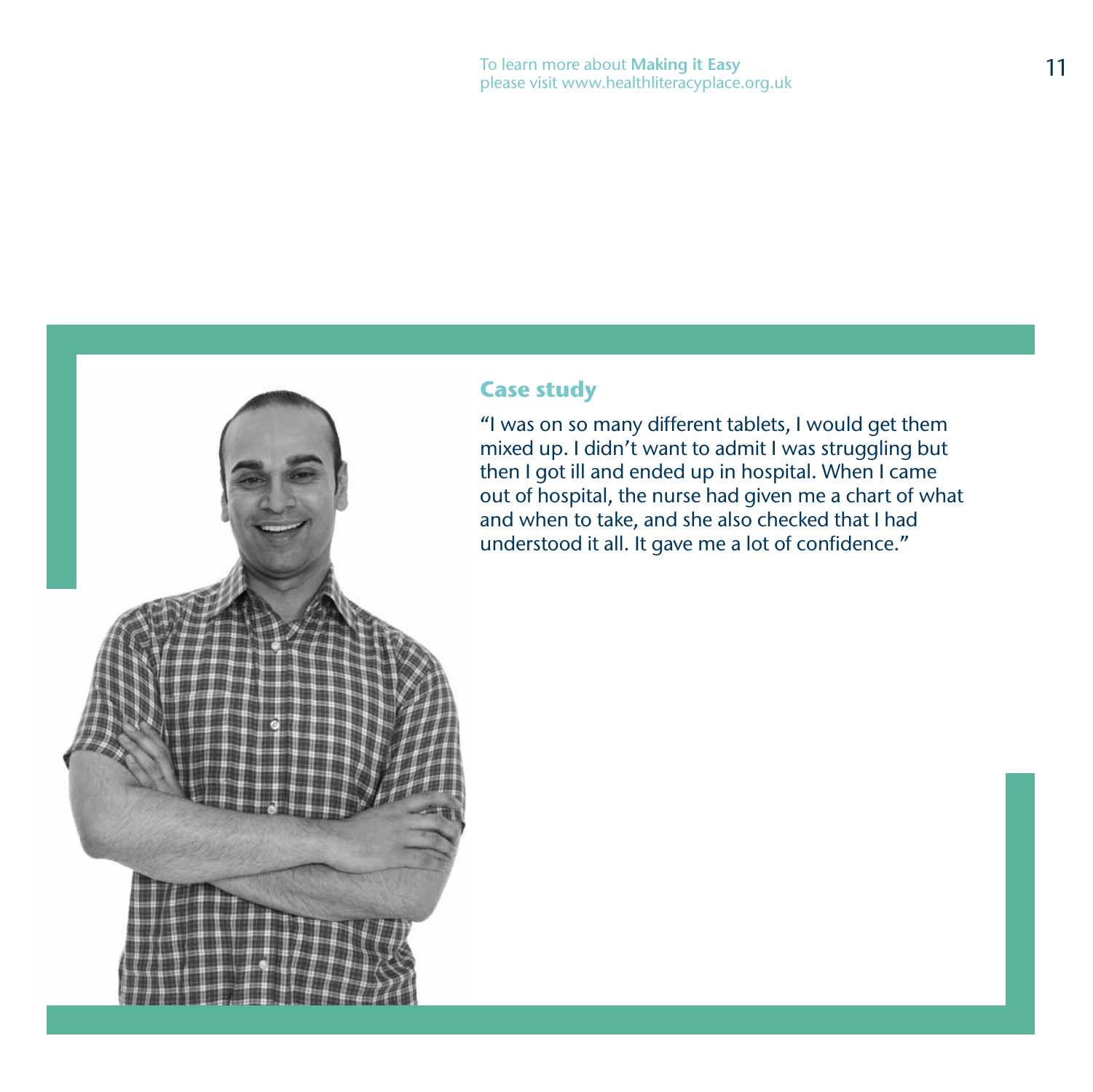## Case study

"I was on so many different tablets, I would get them mixed up. I didn't want to admit I was struggling but then I got ill and ended up in hospital. When I came out of hospital, the nurse had given me a chart of what and when to take, and she also checked that I had understood it all. It gave me a lot of confidence."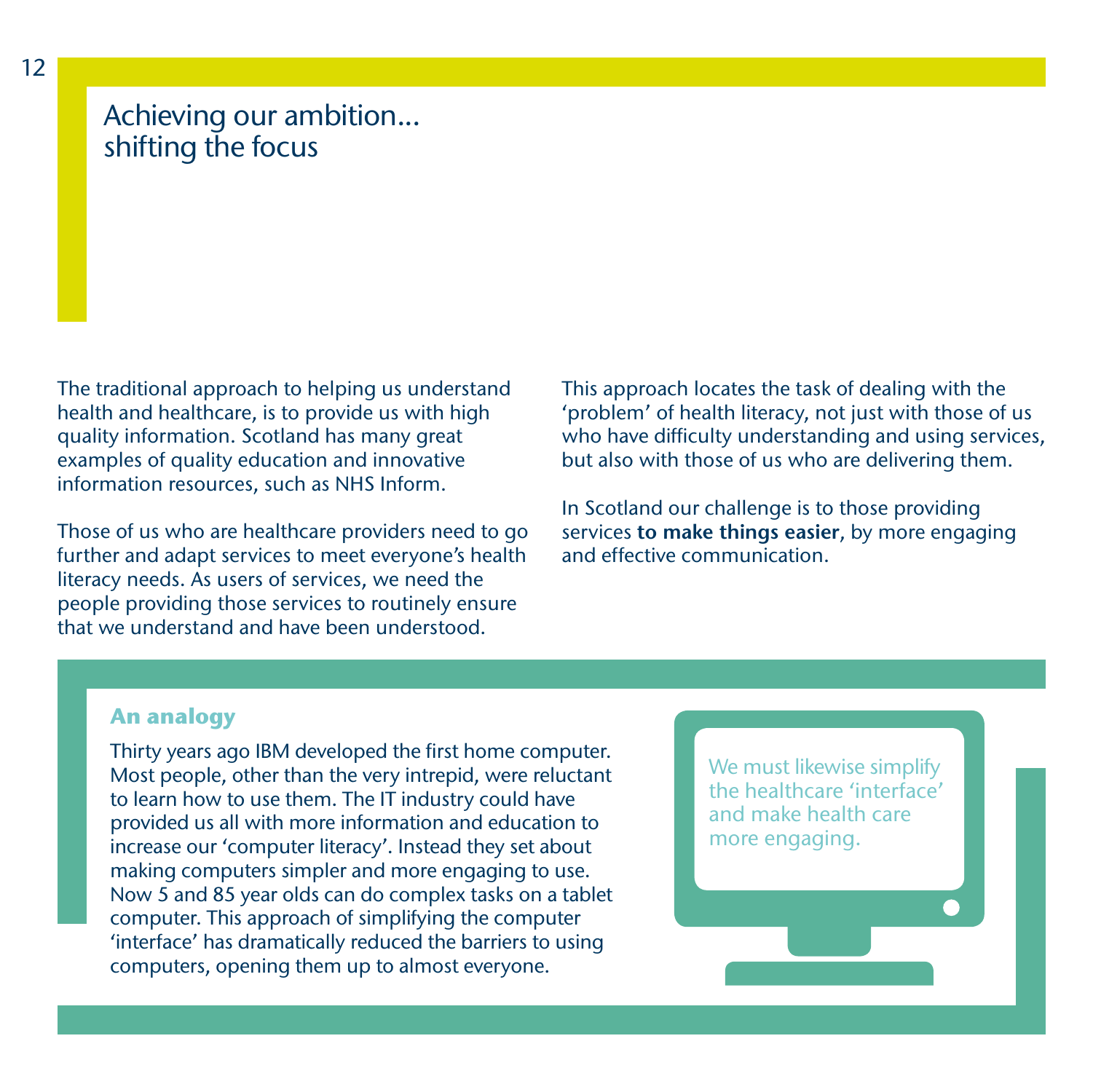# Achieving our ambition... shifting the focus

The traditional approach to helping us understand health and healthcare, is to provide us with high quality information. Scotland has many great examples of quality education and innovative information resources, such as NHS Inform.

Those of us who are healthcare providers need to go further and adapt services to meet everyone's health literacy needs. As users of services, we need the people providing those services to routinely ensure that we understand and have been understood.

This approach locates the task of dealing with the 'problem' of health literacy, not just with those of us who have difficulty understanding and using services, but also with those of us who are delivering them.

In Scotland our challenge is to those providing services **to make things easier**, by more engaging and effective communication.

## An analogy

Thirty years ago IBM developed the first home computer. Most people, other than the very intrepid, were reluctant to learn how to use them. The IT industry could have provided us all with more information and education to increase our 'computer literacy'. Instead they set about making computers simpler and more engaging to use. Now 5 and 85 year olds can do complex tasks on a tablet computer. This approach of simplifying the computer 'interface' has dramatically reduced the barriers to using computers, opening them up to almost everyone.

We must likewise simplify the healthcare 'interface' and make health care more engaging.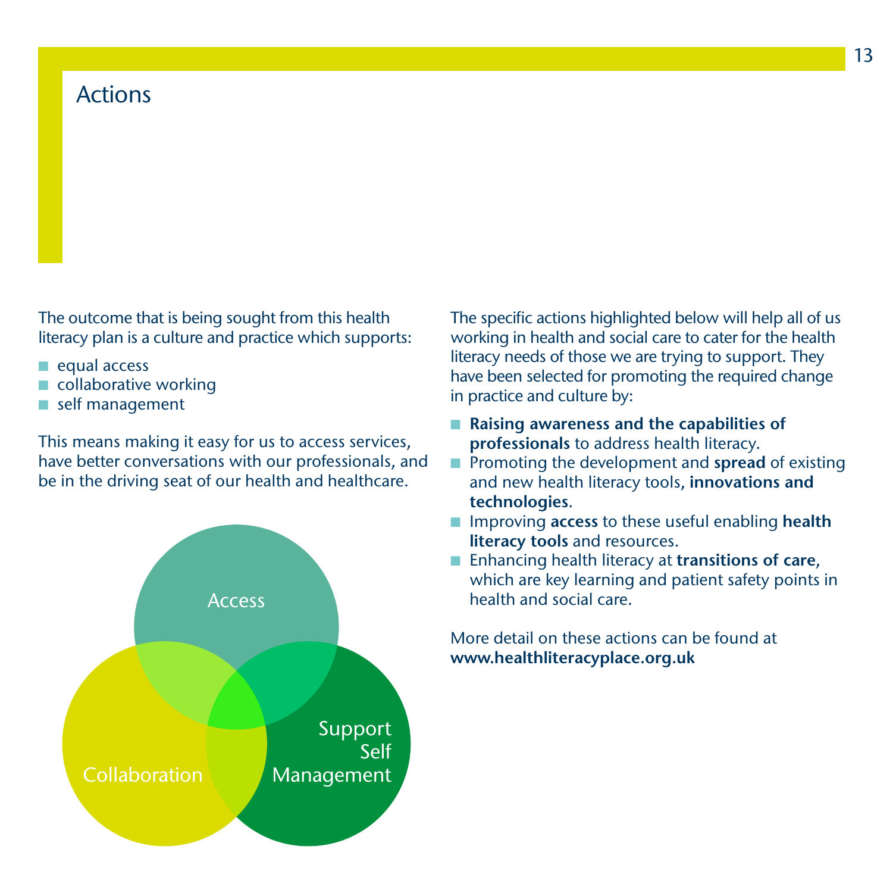# Actions

The outcome that is being sought from this health literacy plan is a culture and practice which supports:

- equal access
- collaborative working
- self management

This means making it easy for us to access services, have better conversations with our professionals, and be in the driving seat of our health and healthcare.

Access

Collaboration

Support Self Management

The specific actions highlighted below will help all of us working in health and social care to cater for the health literacy needs of those we are trying to support. They have been selected for promoting the required change in practice and culture by:

- **Raising awareness and the capabilities of professionals** to address health literacy.
- Promoting the development and **spread** of existing and new health literacy tools**, innovations and technologies**.
- Improving **access** to these useful enabling **health literacy tools** and resources.
- Enhancing health literacy at **transitions of care**, which are key learning and patient safety points in health and social care.

More detail on these actions can be found at **www.healthliteracyplace.org.uk**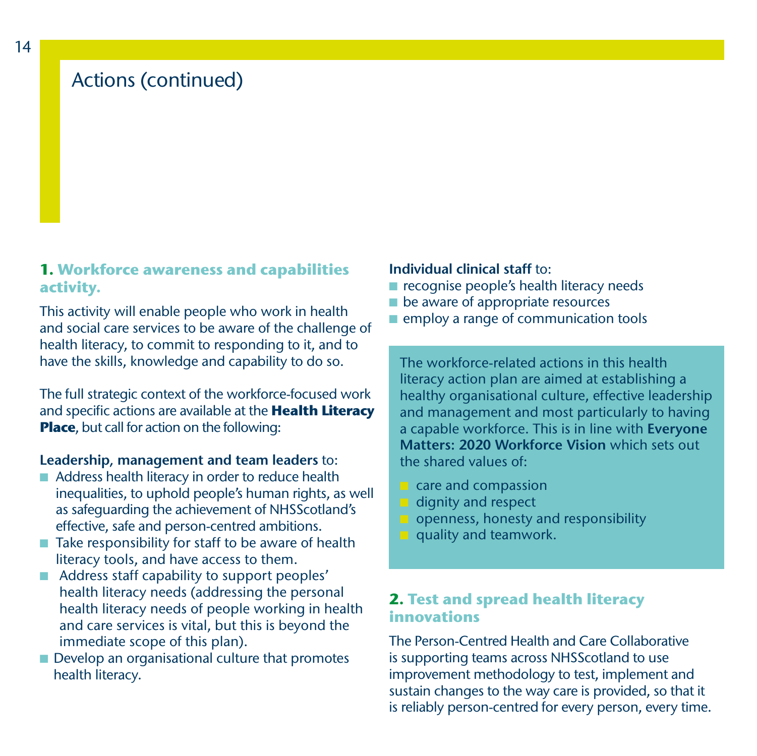# Actions (continued)

## 1. Workforce awareness and capabilities activity.

This activity will enable people who work in health and social care services to be aware of the challenge of health literacy, to commit to responding to it, and to have the skills, knowledge and capability to do so.

The full strategic context of the workforce-focused work and specific actions are available at the **Health Literacy Place**, but call for action on the following:

**Leadership, management and team leaders** to:

- Address health literacy in order to reduce health inequalities, to uphold people's human rights, as well as safeguarding the achievement of NHSScotland's effective, safe and person-centred ambitions.
- Take responsibility for staff to be aware of health literacy tools, and have access to them.
- Address staff capability to support peoples' health literacy needs (addressing the personal health literacy needs of people working in health and care services is vital, but this is beyond the immediate scope of this plan).
- Develop an organisational culture that promotes health literacy.

**Individual clinical staff** to:

- recognise people's health literacy needs
- be aware of appropriate resources
- employ a range of communication tools

The workforce-related actions in this health literacy action plan are aimed at establishing a healthy organisational culture, effective leadership and management and most particularly to having a capable workforce. This is in line with **Everyone Matters: 2020 Workforce Vision** which sets out the shared values of:

- care and compassion
- dignity and respect
- openness, honesty and responsibility
- quality and teamwork.

## 2. Test and spread health literacy innovations

The Person-Centred Health and Care Collaborative is supporting teams across NHSScotland to use improvement methodology to test, implement and sustain changes to the way care is provided, so that it is reliably person-centred for every person, every time.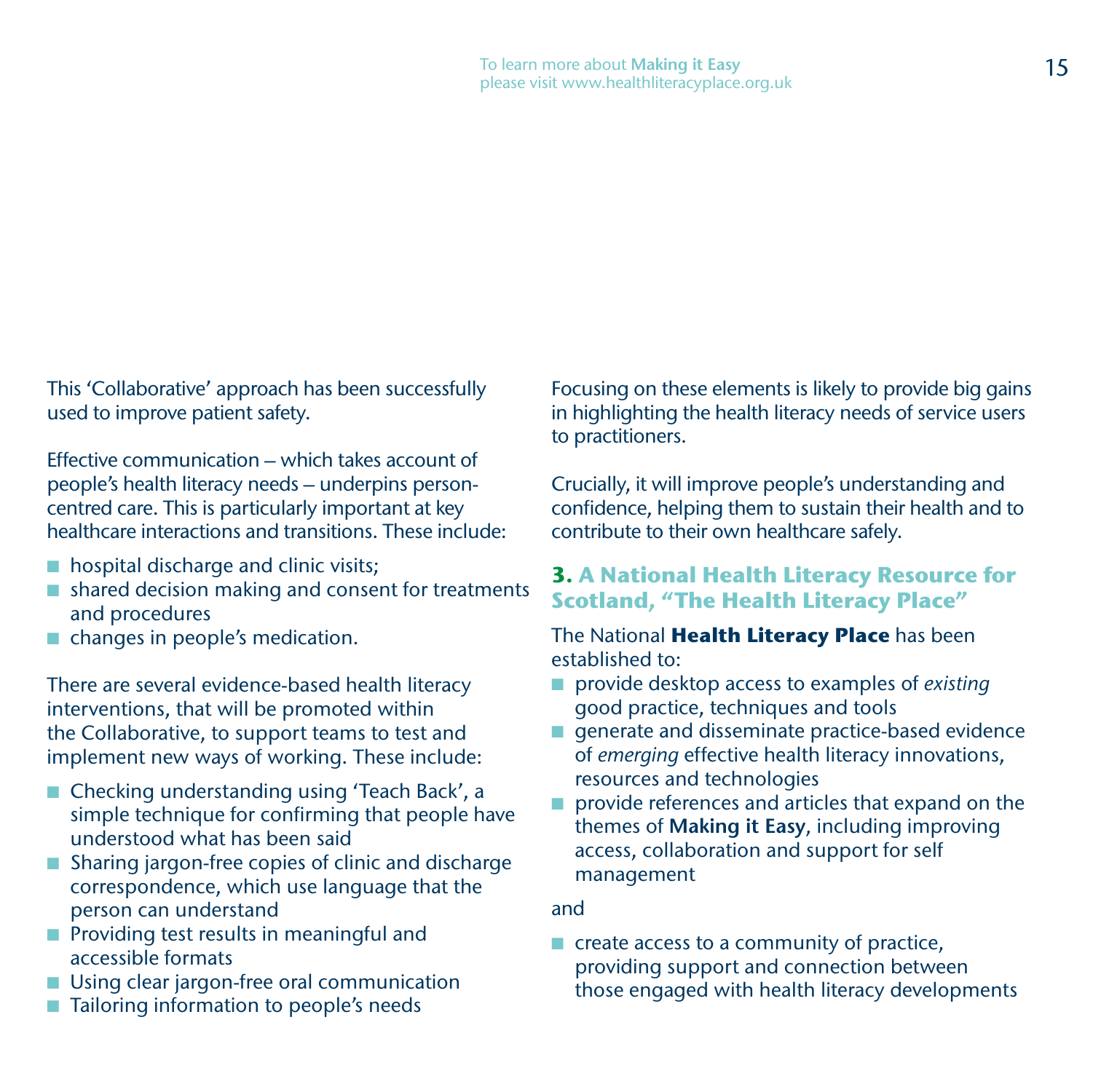This 'Collaborative' approach has been successfully used to improve patient safety.

Effective communication – which takes account of people's health literacy needs – underpins person-centred care. This is particularly important at key healthcare interactions and transitions. These include:

- hospital discharge and clinic visits;
- shared decision making and consent for treatments and procedures
- changes in people's medication.

There are several evidence-based health literacy interventions, that will be promoted within the Collaborative, to support teams to test and implement new ways of working. These include:

- Checking understanding using 'Teach Back', a simple technique for confirming that people have understood what has been said
- Sharing jargon-free copies of clinic and discharge correspondence, which use language that the person can understand
- Providing test results in meaningful and accessible formats
- Using clear jargon-free oral communication
- Tailoring information to people's needs

Focusing on these elements is likely to provide big gains in highlighting the health literacy needs of service users to practitioners.

Crucially, it will improve people's understanding and confidence, helping them to sustain their health and to contribute to their own healthcare safely.

### 3. A National Health Literacy Resource for Scotland, "The Health Literacy Place"

The National **Health Literacy Place** has been established to:

- provide desktop access to examples of *existing* good practice, techniques and tools
- generate and disseminate practice-based evidence of *emerging* effective health literacy innovations, resources and technologies
- provide references and articles that expand on the themes of **Making it Easy**, including improving access, collaboration and support for self management

and

- create access to a community of practice, providing support and connection between those engaged with health literacy developments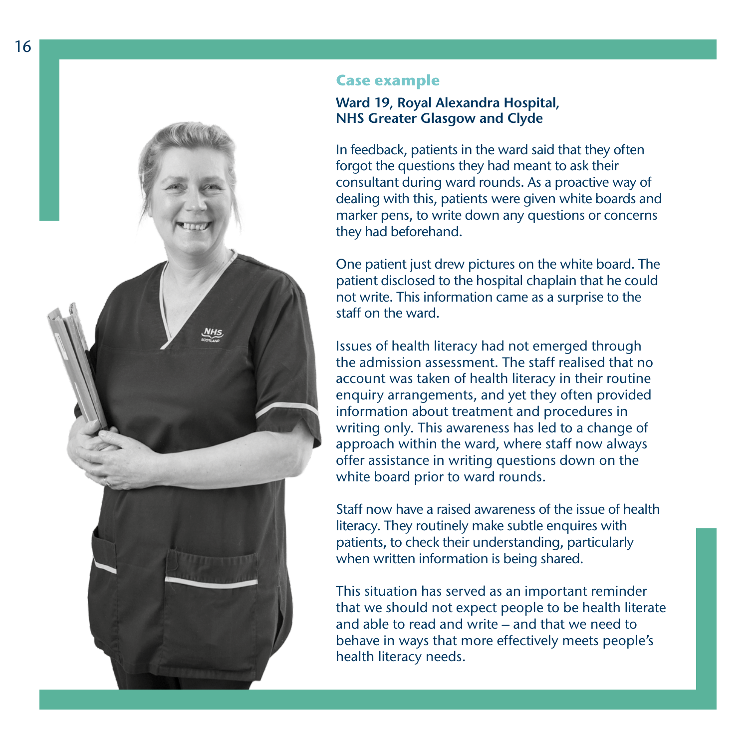## Case example

### Ward 19, Royal Alexandra Hospital, NHS Greater Glasgow and Clyde

In feedback, patients in the ward said that they often forgot the questions they had meant to ask their consultant during ward rounds. As a proactive way of dealing with this, patients were given white boards and marker pens, to write down any questions or concerns they had beforehand.

One patient just drew pictures on the white board. The patient disclosed to the hospital chaplain that he could not write. This information came as a surprise to the staff on the ward.

Issues of health literacy had not emerged through the admission assessment. The staff realised that no account was taken of health literacy in their routine enquiry arrangements, and yet they often provided information about treatment and procedures in writing only. This awareness has led to a change of approach within the ward, where staff now always offer assistance in writing questions down on the white board prior to ward rounds.

Staff now have a raised awareness of the issue of health literacy. They routinely make subtle enquires with patients, to check their understanding, particularly when written information is being shared.

This situation has served as an important reminder that we should not expect people to be health literate and able to read and write – and that we need to behave in ways that more effectively meets people's health literacy needs.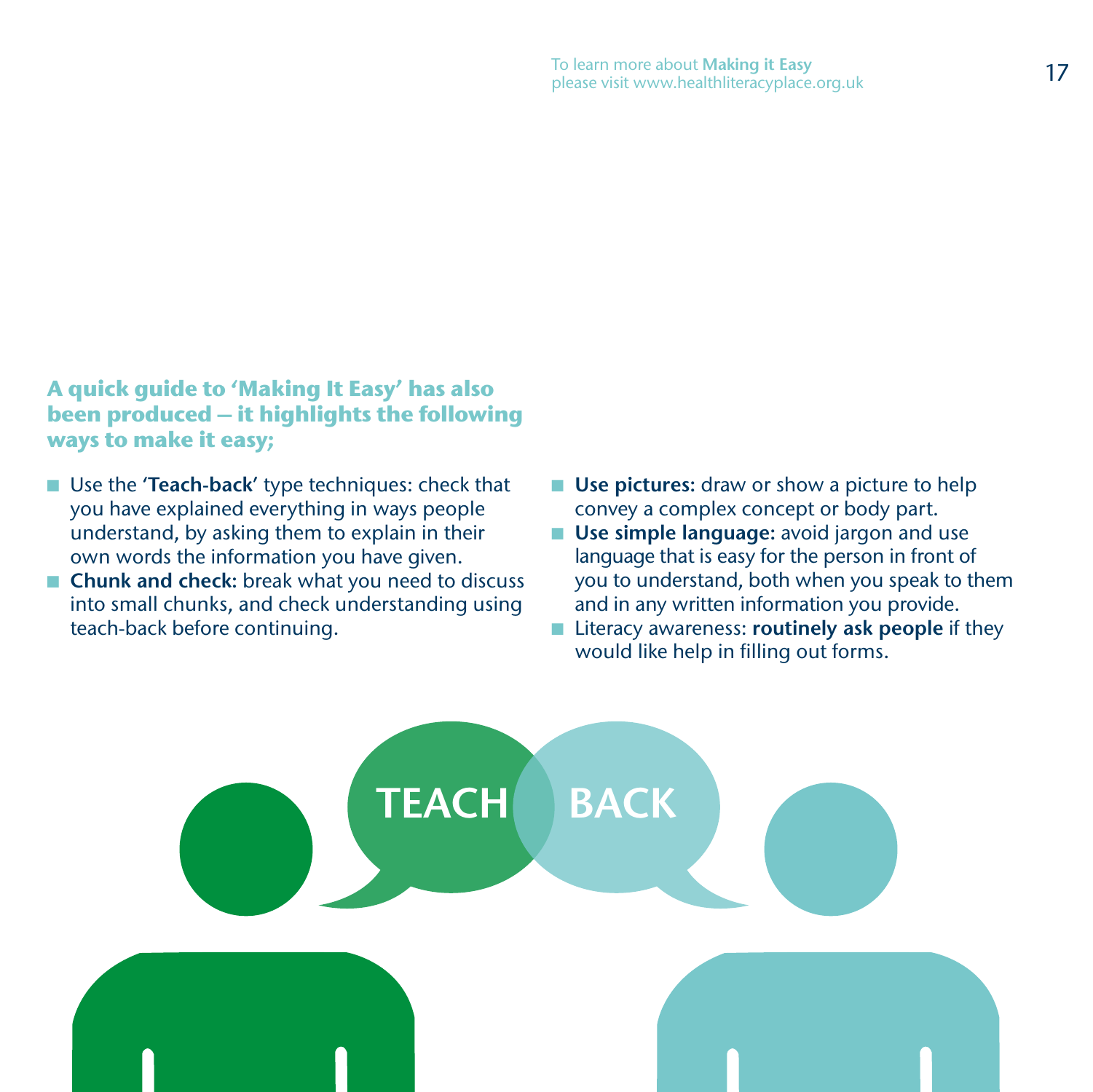**A quick guide to 'Making It Easy' has also been produced – it highlights the following ways to make it easy;**

- Use the '**Teach-back**' type techniques: check that you have explained everything in ways people understand, by asking them to explain in their own words the information you have given.
- **Chunk and check:** break what you need to discuss into small chunks, and check understanding using teach-back before continuing.
- **Use pictures:** draw or show a picture to help convey a complex concept or body part.
- **Use simple language:** avoid jargon and use language that is easy for the person in front of you to understand, both when you speak to them and in any written information you provide.
- Literacy awareness: **routinely ask people** if they would like help in filling out forms.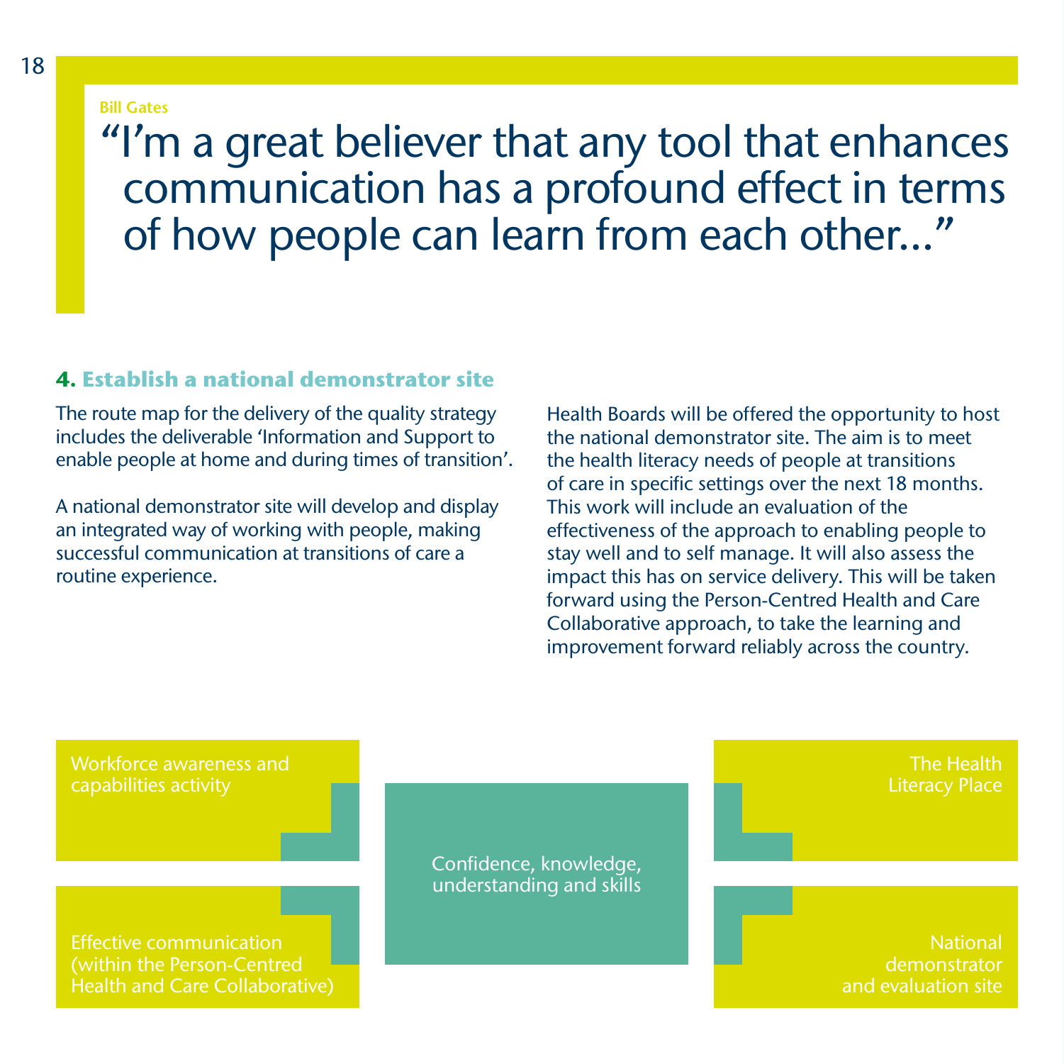Bill Gates

> "I'm a great believer that any tool that enhances communication has a profound effect in terms of how people can learn from each other…"

## 4. Establish a national demonstrator site

The route map for the delivery of the quality strategy includes the deliverable 'Information and Support to enable people at home and during times of transition'.

A national demonstrator site will develop and display an integrated way of working with people, making successful communication at transitions of care a routine experience.

Health Boards will be offered the opportunity to host the national demonstrator site. The aim is to meet the health literacy needs of people at transitions of care in specific settings over the next 18 months. This work will include an evaluation of the effectiveness of the approach to enabling people to stay well and to self manage. It will also assess the impact this has on service delivery. This will be taken forward using the Person-Centred Health and Care Collaborative approach, to take the learning and improvement forward reliably across the country.

Workforce awareness and capabilities activity

The Health Literacy Place

Confidence, knowledge, understanding and skills

Effective communication (within the Person-Centred Health and Care Collaborative)

National demonstrator and evaluation site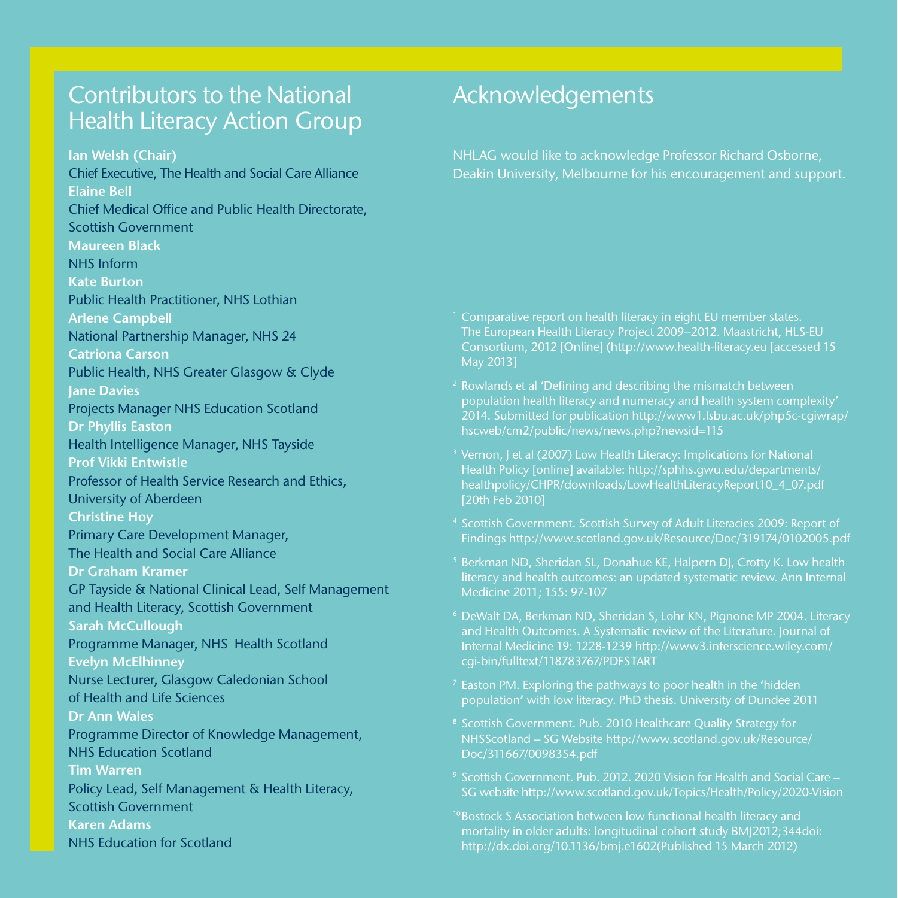## Contributors to the National Health Literacy Action Group

**Ian Welsh (Chair)**
Chief Executive, The Health and Social Care Alliance

**Elaine Bell**
Chief Medical Office and Public Health Directorate, Scottish Government

**Maureen Black**
NHS Inform

**Kate Burton**
Public Health Practitioner, NHS Lothian

**Arlene Campbell**
National Partnership Manager, NHS 24

**Catriona Carson**
Public Health, NHS Greater Glasgow & Clyde

**Jane Davies**
Projects Manager NHS Education Scotland

**Dr Phyllis Easton**
Health Intelligence Manager, NHS Tayside

**Prof Vikki Entwistle**
Professor of Health Service Research and Ethics, University of Aberdeen

**Christine Hoy**
Primary Care Development Manager, The Health and Social Care Alliance

**Dr Graham Kramer**
GP Tayside & National Clinical Lead, Self Management and Health Literacy, Scottish Government

**Sarah McCullough**
Programme Manager, NHS Health Scotland

**Evelyn McElhinney**
Nurse Lecturer, Glasgow Caledonian School of Health and Life Sciences

**Dr Ann Wales**
Programme Director of Knowledge Management, NHS Education Scotland

**Tim Warren**
Policy Lead, Self Management & Health Literacy, Scottish Government

**Karen Adams**
NHS Education for Scotland

## Acknowledgements

NHLAG would like to acknowledge Professor Richard Osborne, Deakin University, Melbourne for his encouragement and support.

[1] Comparative report on health literacy in eight EU member states. The European Health Literacy Project 2009–2012. Maastricht, HLS-EU Consortium, 2012 [Online] (http://www.health-literacy.eu [accessed 15 May 2013]

[2] Rowlands et al 'Defining and describing the mismatch between population health literacy and numeracy and health system complexity' 2014. Submitted for publication http://www1.lsbu.ac.uk/php5c-cgiwrap/hscweb/cm2/public/news/news.php?newsid=115

[3] Vernon, J et al (2007) Low Health Literacy: Implications for National Health Policy [online] available: http://sphhs.gwu.edu/departments/healthpolicy/CHPR/downloads/LowHealthLiteracyReport10_4_07.pdf [20th Feb 2010]

[4] Scottish Government. Scottish Survey of Adult Literacies 2009: Report of Findings http://www.scotland.gov.uk/Resource/Doc/319174/0102005.pdf

[5] Berkman ND, Sheridan SL, Donahue KE, Halpern DJ, Crotty K. Low health literacy and health outcomes: an updated systematic review. Ann Internal Medicine 2011; 155: 97-107

[6] DeWalt DA, Berkman ND, Sheridan S, Lohr KN, Pignone MP 2004. Literacy and Health Outcomes. A Systematic review of the Literature. Journal of Internal Medicine 19: 1228-1239 http://www3.interscience.wiley.com/cgi-bin/fulltext/118783767/PDFSTART

[7] Easton PM. Exploring the pathways to poor health in the 'hidden population' with low literacy. PhD thesis. University of Dundee 2011

[8] Scottish Government. Pub. 2010 Healthcare Quality Strategy for NHSScotland – SG Website http://www.scotland.gov.uk/Resource/Doc/311667/0098354.pdf

[9] Scottish Government. Pub. 2012. 2020 Vision for Health and Social Care – SG website http://www.scotland.gov.uk/Topics/Health/Policy/2020-Vision

[10] Bostock S Association between low functional health literacy and mortality in older adults: longitudinal cohort study BMJ2012;344doi: http://dx.doi.org/10.1136/bmj.e1602(Published 15 March 2012)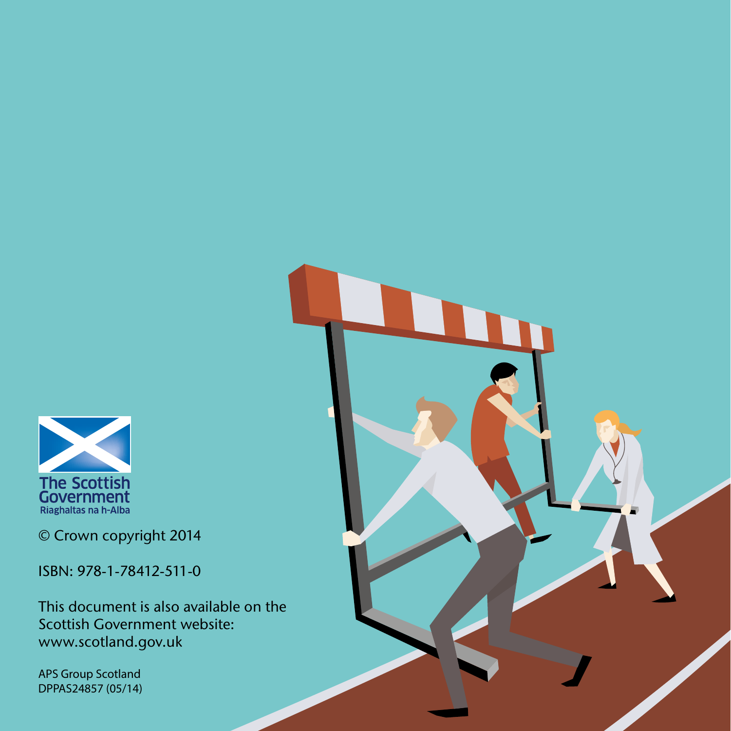The Scottish Government
Riaghaltas na h-Alba

© Crown copyright 2014

ISBN: 978-1-78412-511-0

This document is also available on the Scottish Government website:
www.scotland.gov.uk

APS Group Scotland
DPPAS24857 (05/14)